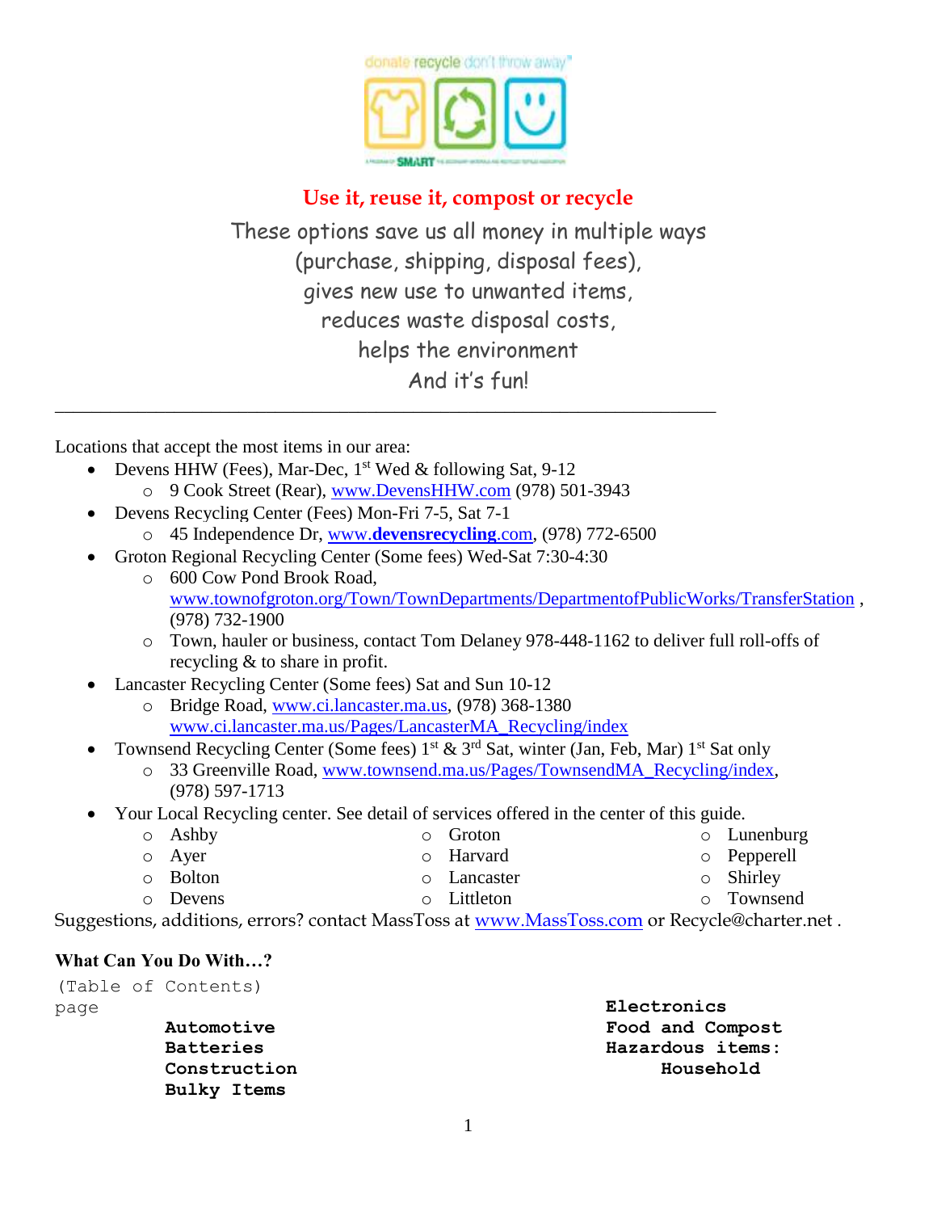**Use it, reuse it, compost or recycle**

These options save us all money in multiple ways
(purchase, shipping, disposal fees),
gives new use to unwanted items,
reduces waste disposal costs,
helps the environment
And it's fun!

---

Locations that accept the most items in our area:

- Devens HHW (Fees), Mar-Dec, 1st Wed & following Sat, 9-12
  - 9 Cook Street (Rear), www.DevensHHW.com (978) 501-3943
- Devens Recycling Center (Fees) Mon-Fri 7-5, Sat 7-1
  - 45 Independence Dr, www.**devensrecycling**.com, (978) 772-6500
- Groton Regional Recycling Center (Some fees) Wed-Sat 7:30-4:30
  - 600 Cow Pond Brook Road, www.townofgroton.org/Town/TownDepartments/DepartmentofPublicWorks/TransferStation , (978) 732-1900
  - Town, hauler or business, contact Tom Delaney 978-448-1162 to deliver full roll-offs of recycling & to share in profit.
- Lancaster Recycling Center (Some fees) Sat and Sun 10-12
  - Bridge Road, www.ci.lancaster.ma.us, (978) 368-1380 www.ci.lancaster.ma.us/Pages/LancasterMA_Recycling/index
- Townsend Recycling Center (Some fees) 1st & 3rd Sat, winter (Jan, Feb, Mar) 1st Sat only
  - 33 Greenville Road, www.townsend.ma.us/Pages/TownsendMA_Recycling/index, (978) 597-1713
- Your Local Recycling center. See detail of services offered in the center of this guide.
  - Ashby
  - Ayer
  - Bolton
  - Devens
  - Groton
  - Harvard
  - Lancaster
  - Littleton
  - Lunenburg
  - Pepperell
  - Shirley
  - Townsend

Suggestions, additions, errors? contact MassToss at www.MassToss.com or Recycle@charter.net .

**What Can You Do With…?**

(Table of Contents)
page

**Automotive**
**Batteries**
**Construction**
**Bulky Items**
**Electronics**
**Food and Compost**
**Hazardous items:**
**Household**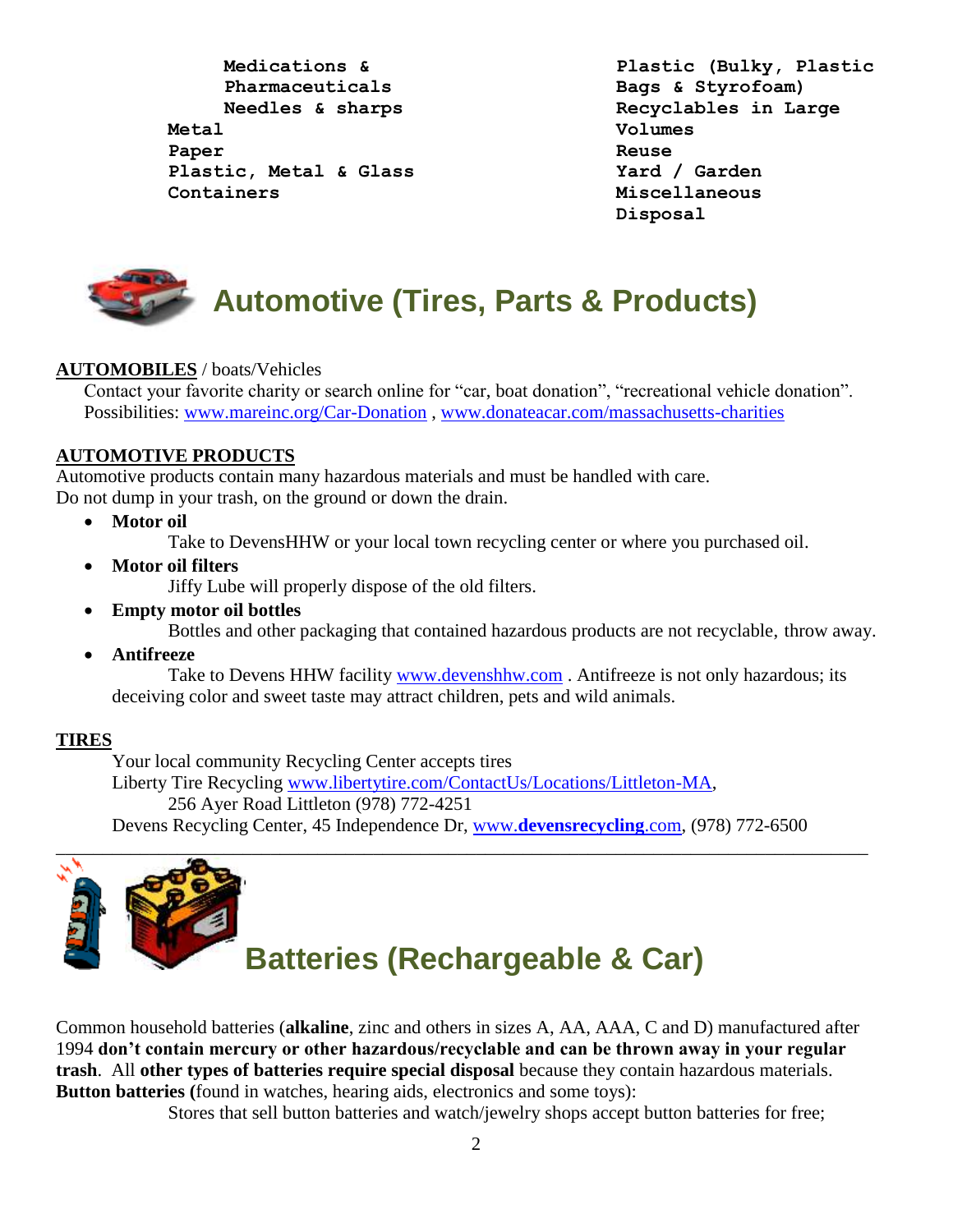Medications & Pharmaceuticals
Needles & sharps
Metal
Paper
Plastic, Metal & Glass Containers
Plastic (Bulky, Plastic Bags & Styrofoam)
Recyclables in Large Volumes
Reuse
Yard / Garden
Miscellaneous Disposal

# Automotive (Tires, Parts & Products)

**AUTOMOBILES** / boats/Vehicles

Contact your favorite charity or search online for "car, boat donation", "recreational vehicle donation". Possibilities: www.mareinc.org/Car-Donation , www.donateacar.com/massachusetts-charities

**AUTOMOTIVE PRODUCTS**

Automotive products contain many hazardous materials and must be handled with care.
Do not dump in your trash, on the ground or down the drain.

- **Motor oil**
  Take to DevensHHW or your local town recycling center or where you purchased oil.
- **Motor oil filters**
  Jiffy Lube will properly dispose of the old filters.
- **Empty motor oil bottles**
  Bottles and other packaging that contained hazardous products are not recyclable, throw away.
- **Antifreeze**
  Take to Devens HHW facility www.devenshhw.com . Antifreeze is not only hazardous; its deceiving color and sweet taste may attract children, pets and wild animals.

**TIRES**

Your local community Recycling Center accepts tires
Liberty Tire Recycling www.libertytire.com/ContactUs/Locations/Littleton-MA,
256 Ayer Road Littleton (978) 772-4251
Devens Recycling Center, 45 Independence Dr, www.**devensrecycling**.com, (978) 772-6500

# Batteries (Rechargeable & Car)

Common household batteries (**alkaline**, zinc and others in sizes A, AA, AAA, C and D) manufactured after 1994 **don't contain mercury or other hazardous/recyclable and can be thrown away in your regular trash**. All **other types of batteries require special disposal** because they contain hazardous materials.
**Button batteries (**found in watches, hearing aids, electronics and some toys):

Stores that sell button batteries and watch/jewelry shops accept button batteries for free;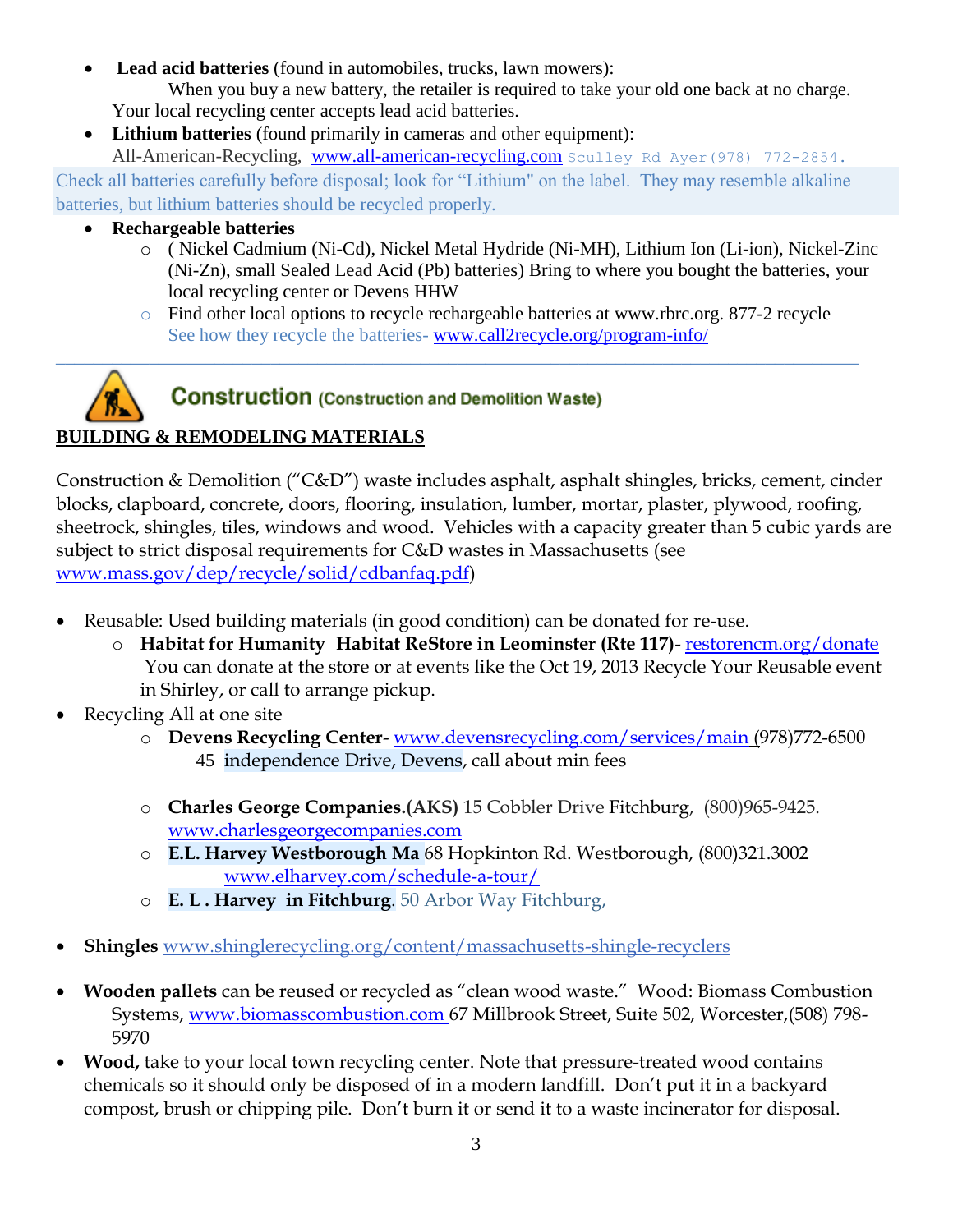- **Lead acid batteries** (found in automobiles, trucks, lawn mowers):
  When you buy a new battery, the retailer is required to take your old one back at no charge. Your local recycling center accepts lead acid batteries.
- **Lithium batteries** (found primarily in cameras and other equipment):
  All-American-Recycling, www.all-american-recycling.com Sculley Rd Ayer(978) 772-2854.

Check all batteries carefully before disposal; look for "Lithium" on the label. They may resemble alkaline batteries, but lithium batteries should be recycled properly.

- **Rechargeable batteries**
  - ( Nickel Cadmium (Ni-Cd), Nickel Metal Hydride (Ni-MH), Lithium Ion (Li-ion), Nickel-Zinc (Ni-Zn), small Sealed Lead Acid (Pb) batteries) Bring to where you bought the batteries, your local recycling center or Devens HHW
  - Find other local options to recycle rechargeable batteries at www.rbrc.org. 877-2 recycle
    See how they recycle the batteries- www.call2recycle.org/program-info/

---

## Construction (Construction and Demolition Waste)

**BUILDING & REMODELING MATERIALS**

Construction & Demolition ("C&D") waste includes asphalt, asphalt shingles, bricks, cement, cinder blocks, clapboard, concrete, doors, flooring, insulation, lumber, mortar, plaster, plywood, roofing, sheetrock, shingles, tiles, windows and wood. Vehicles with a capacity greater than 5 cubic yards are subject to strict disposal requirements for C&D wastes in Massachusetts (see www.mass.gov/dep/recycle/solid/cdbanfaq.pdf)

- Reusable: Used building materials (in good condition) can be donated for re-use.
  - **Habitat for Humanity Habitat ReStore in Leominster (Rte 117)**- restorencm.org/donate
    You can donate at the store or at events like the Oct 19, 2013 Recycle Your Reusable event in Shirley, or call to arrange pickup.
- Recycling All at one site
  - **Devens Recycling Center**- www.devensrecycling.com/services/main (978)772-6500
    45 independence Drive, Devens, call about min fees
  - **Charles George Companies.(AKS)** 15 Cobbler Drive Fitchburg, (800)965-9425. www.charlesgeorgecompanies.com
  - **E.L. Harvey Westborough Ma** 68 Hopkinton Rd. Westborough, (800)321.3002
    www.elharvey.com/schedule-a-tour/
  - **E. L . Harvey in Fitchburg**. 50 Arbor Way Fitchburg,
- **Shingles** www.shinglerecycling.org/content/massachusetts-shingle-recyclers
- **Wooden pallets** can be reused or recycled as "clean wood waste." Wood: Biomass Combustion Systems, www.biomasscombustion.com 67 Millbrook Street, Suite 502, Worcester,(508) 798-5970
- **Wood,** take to your local town recycling center. Note that pressure-treated wood contains chemicals so it should only be disposed of in a modern landfill. Don't put it in a backyard compost, brush or chipping pile. Don't burn it or send it to a waste incinerator for disposal.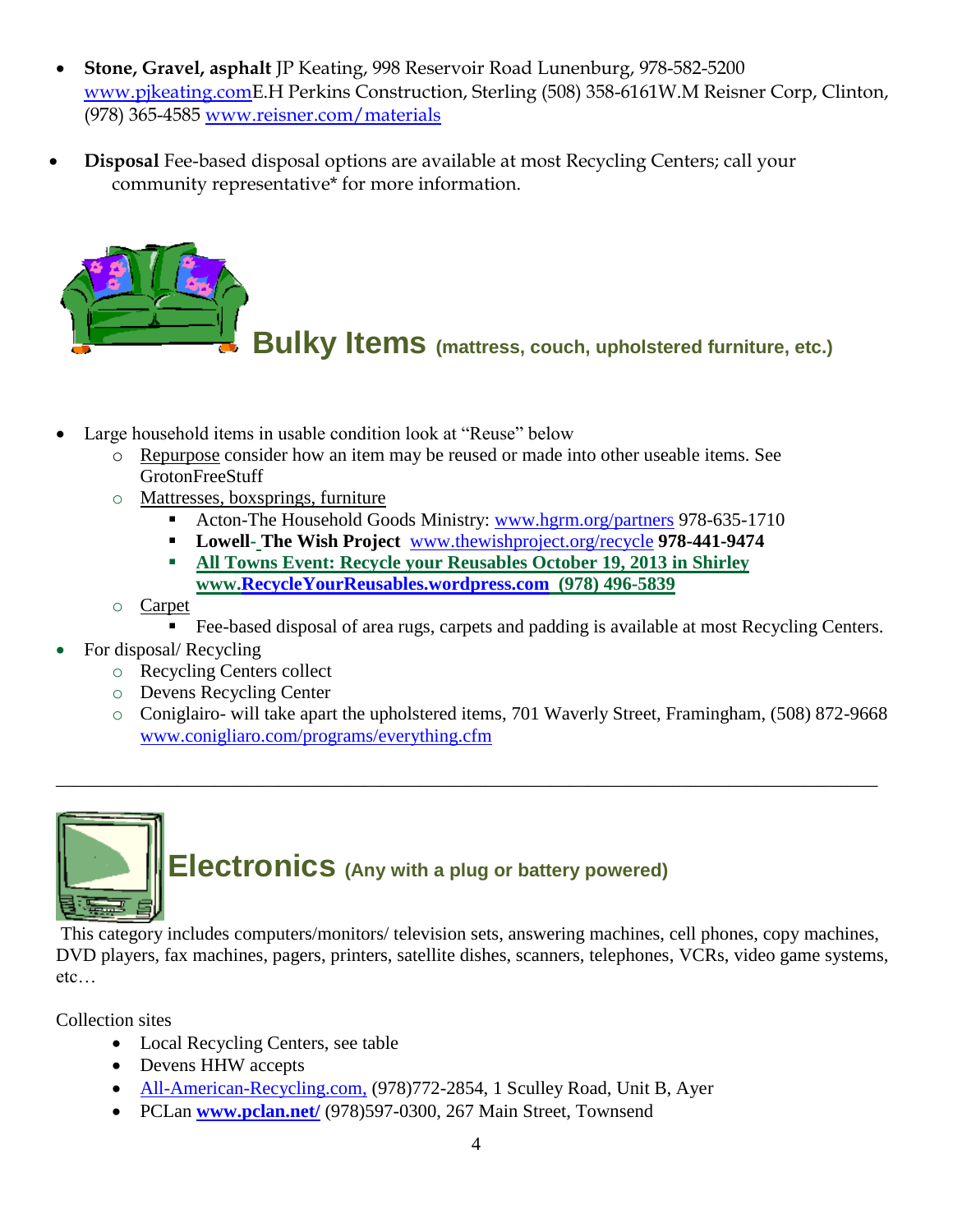- **Stone, Gravel, asphalt** JP Keating, 998 Reservoir Road Lunenburg, 978-582-5200 www.pjkeating.comE.H Perkins Construction, Sterling (508) 358-6161W.M Reisner Corp, Clinton, (978) 365-4585 www.reisner.com/materials

- **Disposal** Fee-based disposal options are available at most Recycling Centers; call your community representative* for more information.

## Bulky Items (mattress, couch, upholstered furniture, etc.)

- Large household items in usable condition look at "Reuse" below
  - Repurpose consider how an item may be reused or made into other useable items. See GrotonFreeStuff
  - Mattresses, boxsprings, furniture
    - Acton-The Household Goods Ministry: www.hgrm.org/partners 978-635-1710
    - **Lowell- The Wish Project** www.thewishproject.org/recycle **978-441-9474**
    - **All Towns Event: Recycle your Reusables October 19, 2013 in Shirley www.RecycleYourReusables.wordpress.com (978) 496-5839**
  - Carpet
    - Fee-based disposal of area rugs, carpets and padding is available at most Recycling Centers.
- For disposal/ Recycling
  - Recycling Centers collect
  - Devens Recycling Center
  - Coniglairo- will take apart the upholstered items, 701 Waverly Street, Framingham, (508) 872-9668 www.conigliaro.com/programs/everything.cfm

---

## Electronics (Any with a plug or battery powered)

This category includes computers/monitors/ television sets, answering machines, cell phones, copy machines, DVD players, fax machines, pagers, printers, satellite dishes, scanners, telephones, VCRs, video game systems, etc…

Collection sites

- Local Recycling Centers, see table
- Devens HHW accepts
- All-American-Recycling.com, (978)772-2854, 1 Sculley Road, Unit B, Ayer
- PCLan **www.pclan.net/** (978)597-0300, 267 Main Street, Townsend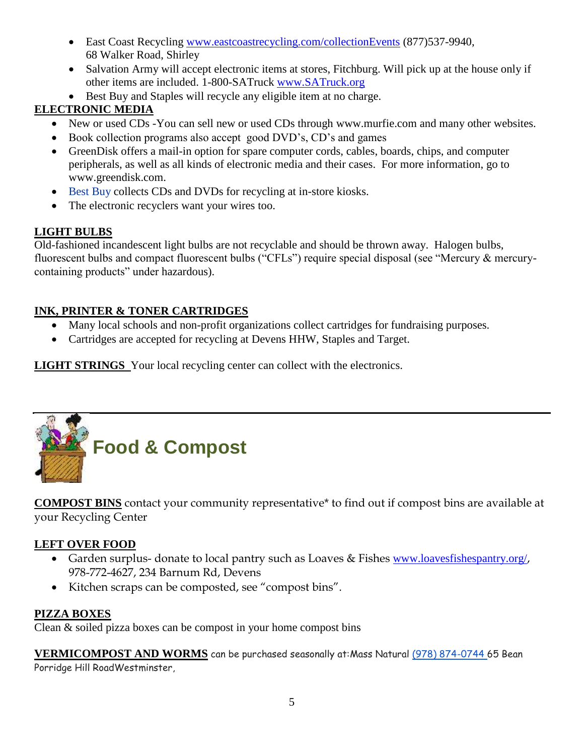- East Coast Recycling www.eastcoastrecycling.com/collectionEvents (877)537-9940, 68 Walker Road, Shirley
- Salvation Army will accept electronic items at stores, Fitchburg. Will pick up at the house only if other items are included. 1-800-SATruck www.SATruck.org
- Best Buy and Staples will recycle any eligible item at no charge.

**ELECTRONIC MEDIA**

- New or used CDs -You can sell new or used CDs through www.murfie.com and many other websites.
- Book collection programs also accept good DVD's, CD's and games
- GreenDisk offers a mail-in option for spare computer cords, cables, boards, chips, and computer peripherals, as well as all kinds of electronic media and their cases. For more information, go to www.greendisk.com.
- Best Buy collects CDs and DVDs for recycling at in-store kiosks.
- The electronic recyclers want your wires too.

**LIGHT BULBS**

Old-fashioned incandescent light bulbs are not recyclable and should be thrown away. Halogen bulbs, fluorescent bulbs and compact fluorescent bulbs ("CFLs") require special disposal (see "Mercury & mercury-containing products" under hazardous).

**INK, PRINTER & TONER CARTRIDGES**

- Many local schools and non-profit organizations collect cartridges for fundraising purposes.
- Cartridges are accepted for recycling at Devens HHW, Staples and Target.

**LIGHT STRINGS** Your local recycling center can collect with the electronics.

# Food & Compost

**COMPOST BINS** contact your community representative* to find out if compost bins are available at your Recycling Center

**LEFT OVER FOOD**

- Garden surplus- donate to local pantry such as Loaves & Fishes www.loavesfishespantry.org/, 978-772-4627, 234 Barnum Rd, Devens
- Kitchen scraps can be composted, see "compost bins".

**PIZZA BOXES**

Clean & soiled pizza boxes can be compost in your home compost bins

**VERMICOMPOST AND WORMS** can be purchased seasonally at: Mass Natural (978) 874-0744 65 Bean Porridge Hill RoadWestminster,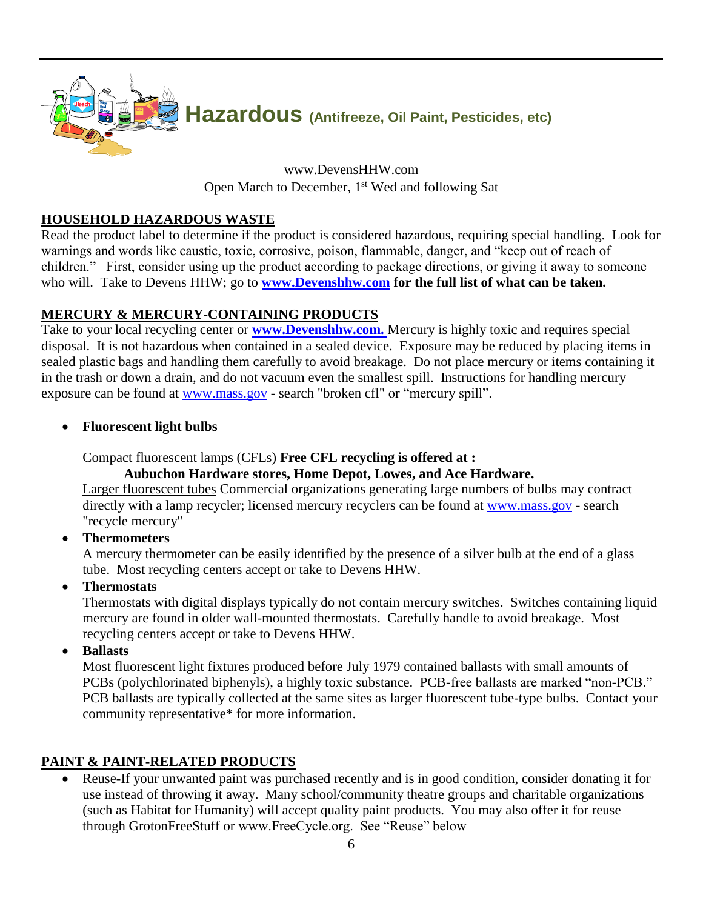# Hazardous (Antifreeze, Oil Paint, Pesticides, etc)

www.DevensHHW.com

Open March to December, 1st Wed and following Sat

## HOUSEHOLD HAZARDOUS WASTE

Read the product label to determine if the product is considered hazardous, requiring special handling. Look for warnings and words like caustic, toxic, corrosive, poison, flammable, danger, and "keep out of reach of children." First, consider using up the product according to package directions, or giving it away to someone who will. Take to Devens HHW; go to **www.Devenshhw.com for the full list of what can be taken.**

## MERCURY & MERCURY-CONTAINING PRODUCTS

Take to your local recycling center or **www.Devenshhw.com.** Mercury is highly toxic and requires special disposal. It is not hazardous when contained in a sealed device. Exposure may be reduced by placing items in sealed plastic bags and handling them carefully to avoid breakage. Do not place mercury or items containing it in the trash or down a drain, and do not vacuum even the smallest spill. Instructions for handling mercury exposure can be found at www.mass.gov - search "broken cfl" or "mercury spill".

- **Fluorescent light bulbs**

  Compact fluorescent lamps (CFLs) **Free CFL recycling is offered at :**

  **Aubuchon Hardware stores, Home Depot, Lowes, and Ace Hardware.**

  Larger fluorescent tubes Commercial organizations generating large numbers of bulbs may contract directly with a lamp recycler; licensed mercury recyclers can be found at www.mass.gov - search "recycle mercury"

- **Thermometers**

  A mercury thermometer can be easily identified by the presence of a silver bulb at the end of a glass tube. Most recycling centers accept or take to Devens HHW.

- **Thermostats**

  Thermostats with digital displays typically do not contain mercury switches. Switches containing liquid mercury are found in older wall-mounted thermostats. Carefully handle to avoid breakage. Most recycling centers accept or take to Devens HHW.

- **Ballasts**

  Most fluorescent light fixtures produced before July 1979 contained ballasts with small amounts of PCBs (polychlorinated biphenyls), a highly toxic substance. PCB-free ballasts are marked "non-PCB." PCB ballasts are typically collected at the same sites as larger fluorescent tube-type bulbs. Contact your community representative* for more information.

## PAINT & PAINT-RELATED PRODUCTS

- Reuse-If your unwanted paint was purchased recently and is in good condition, consider donating it for use instead of throwing it away. Many school/community theatre groups and charitable organizations (such as Habitat for Humanity) will accept quality paint products. You may also offer it for reuse through GrotonFreeStuff or www.FreeCycle.org. See "Reuse" below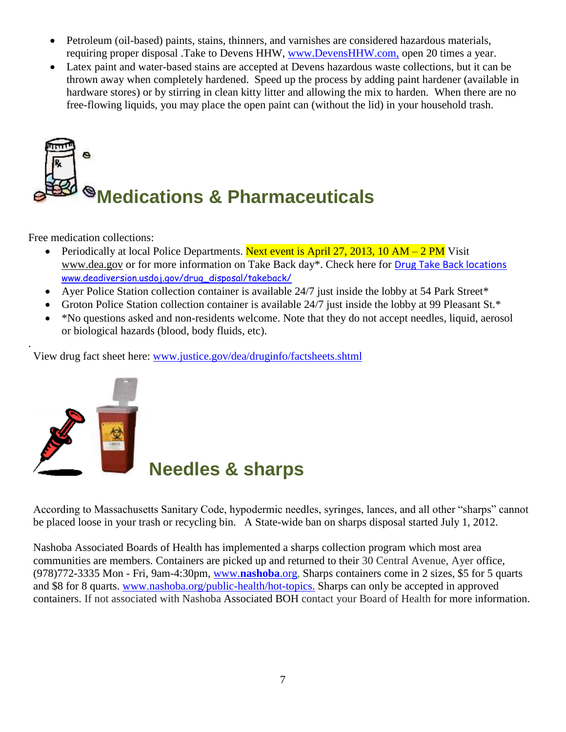- Petroleum (oil-based) paints, stains, thinners, and varnishes are considered hazardous materials, requiring proper disposal .Take to Devens HHW, www.DevensHHW.com, open 20 times a year.
- Latex paint and water-based stains are accepted at Devens hazardous waste collections, but it can be thrown away when completely hardened. Speed up the process by adding paint hardener (available in hardware stores) or by stirring in clean kitty litter and allowing the mix to harden. When there are no free-flowing liquids, you may place the open paint can (without the lid) in your household trash.

## Medications & Pharmaceuticals

Free medication collections:

- Periodically at local Police Departments. Next event is April 27, 2013, 10 AM – 2 PM Visit www.dea.gov or for more information on Take Back day*. Check here for Drug Take Back locations www.deadiversion.usdoj.gov/drug_disposal/takeback/
- Ayer Police Station collection container is available 24/7 just inside the lobby at 54 Park Street*
- Groton Police Station collection container is available 24/7 just inside the lobby at 99 Pleasant St.*
- *No questions asked and non-residents welcome. Note that they do not accept needles, liquid, aerosol or biological hazards (blood, body fluids, etc).

View drug fact sheet here: www.justice.gov/dea/druginfo/factsheets.shtml

## Needles & sharps

According to Massachusetts Sanitary Code, hypodermic needles, syringes, lances, and all other "sharps" cannot be placed loose in your trash or recycling bin. A State-wide ban on sharps disposal started July 1, 2012.

Nashoba Associated Boards of Health has implemented a sharps collection program which most area communities are members. Containers are picked up and returned to their 30 Central Avenue, Ayer office, (978)772-3335 Mon - Fri, 9am-4:30pm, www.**nashoba**.org, Sharps containers come in 2 sizes, $5 for 5 quarts and $8 for 8 quarts. www.nashoba.org/public-health/hot-topics. Sharps can only be accepted in approved containers. If not associated with Nashoba Associated BOH contact your Board of Health for more information.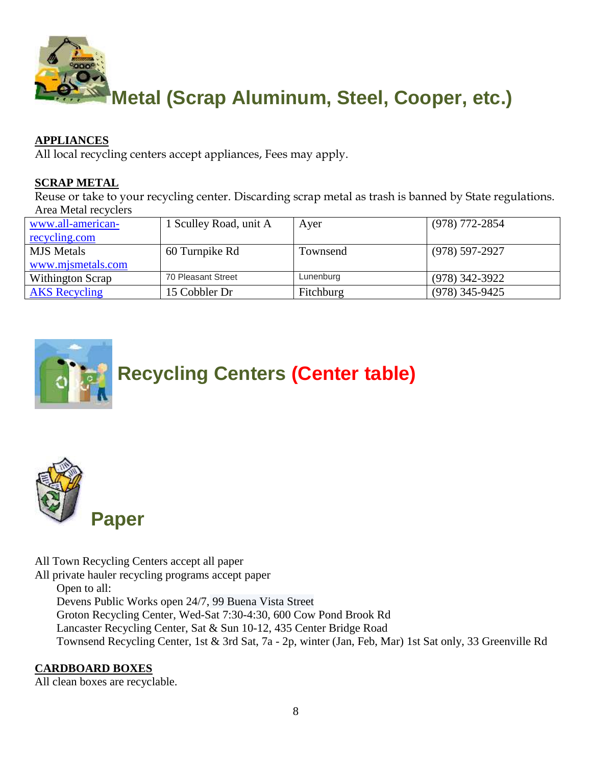# Metal (Scrap Aluminum, Steel, Cooper, etc.)

**APPLIANCES**
All local recycling centers accept appliances, Fees may apply.

**SCRAP METAL**
Reuse or take to your recycling center. Discarding scrap metal as trash is banned by State regulations.
Area Metal recyclers

| | | | |
|---|---|---|---|
| www.all-american-recycling.com | 1 Sculley Road, unit A | Ayer | (978) 772-2854 |
| MJS Metals www.mjsmetals.com | 60 Turnpike Rd | Townsend | (978) 597-2927 |
| Withington Scrap | 70 Pleasant Street | Lunenburg | (978) 342-3922 |
| AKS Recycling | 15 Cobbler Dr | Fitchburg | (978) 345-9425 |

# Recycling Centers (Center table)

# Paper

All Town Recycling Centers accept all paper
All private hauler recycling programs accept paper

Open to all:

Devens Public Works open 24/7, 99 Buena Vista Street
Groton Recycling Center, Wed-Sat 7:30-4:30, 600 Cow Pond Brook Rd
Lancaster Recycling Center, Sat & Sun 10-12, 435 Center Bridge Road
Townsend Recycling Center, 1st & 3rd Sat, 7a - 2p, winter (Jan, Feb, Mar) 1st Sat only, 33 Greenville Rd

**CARDBOARD BOXES**
All clean boxes are recyclable.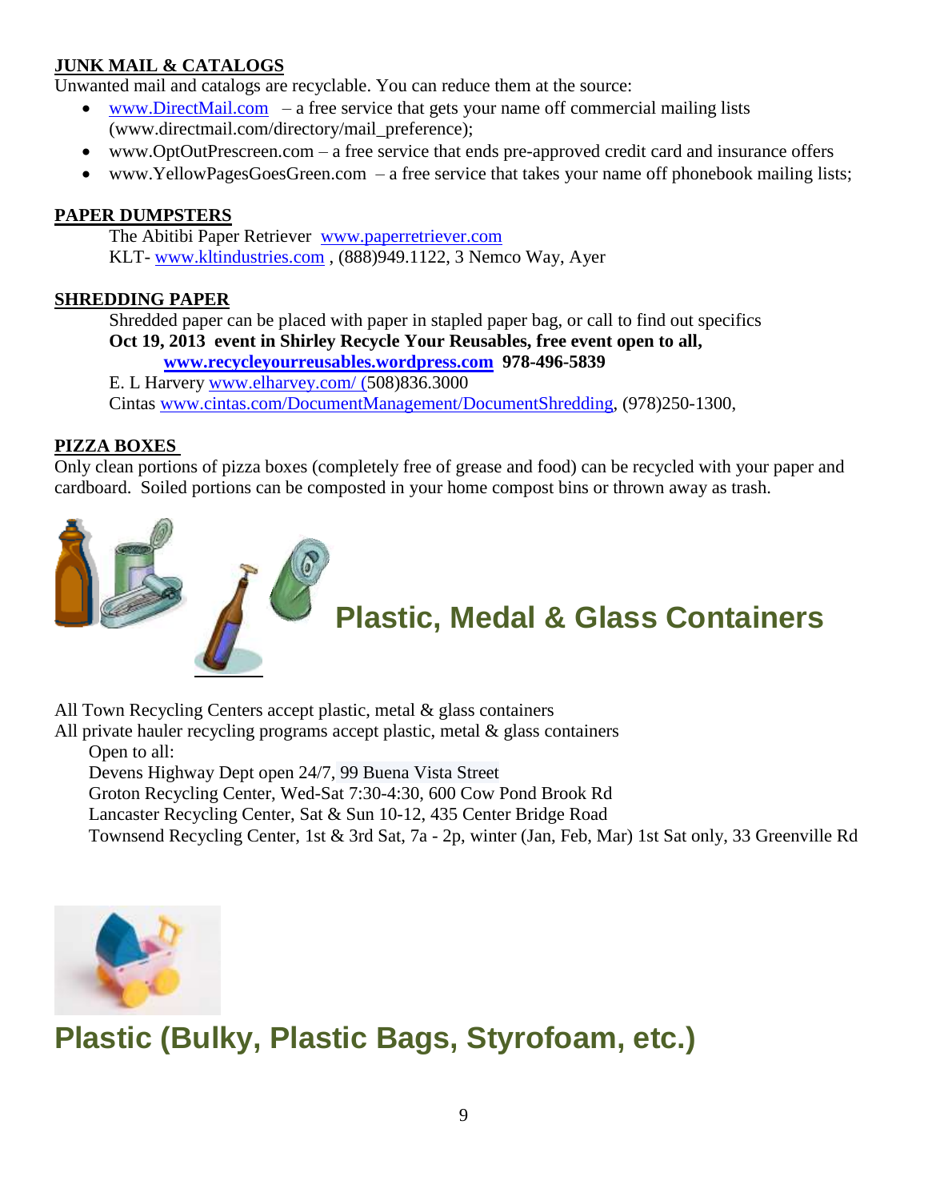**JUNK MAIL & CATALOGS**

Unwanted mail and catalogs are recyclable. You can reduce them at the source:

- www.DirectMail.com – a free service that gets your name off commercial mailing lists (www.directmail.com/directory/mail_preference);
- www.OptOutPrescreen.com – a free service that ends pre-approved credit card and insurance offers
- www.YellowPagesGoesGreen.com – a free service that takes your name off phonebook mailing lists;

**PAPER DUMPSTERS**

The Abitibi Paper Retriever www.paperretriever.com
KLT- www.kltindustries.com , (888)949.1122, 3 Nemco Way, Ayer

**SHREDDING PAPER**

Shredded paper can be placed with paper in stapled paper bag, or call to find out specifics
**Oct 19, 2013 event in Shirley Recycle Your Reusables, free event open to all, www.recycleyourreusables.wordpress.com 978-496-5839**
E. L Harvery www.elharvey.com/ (508)836.3000
Cintas www.cintas.com/DocumentManagement/DocumentShredding, (978)250-1300,

**PIZZA BOXES**

Only clean portions of pizza boxes (completely free of grease and food) can be recycled with your paper and cardboard. Soiled portions can be composted in your home compost bins or thrown away as trash.

## Plastic, Medal & Glass Containers

All Town Recycling Centers accept plastic, metal & glass containers
All private hauler recycling programs accept plastic, metal & glass containers

Open to all:
Devens Highway Dept open 24/7, 99 Buena Vista Street
Groton Recycling Center, Wed-Sat 7:30-4:30, 600 Cow Pond Brook Rd
Lancaster Recycling Center, Sat & Sun 10-12, 435 Center Bridge Road
Townsend Recycling Center, 1st & 3rd Sat, 7a - 2p, winter (Jan, Feb, Mar) 1st Sat only, 33 Greenville Rd

## Plastic (Bulky, Plastic Bags, Styrofoam, etc.)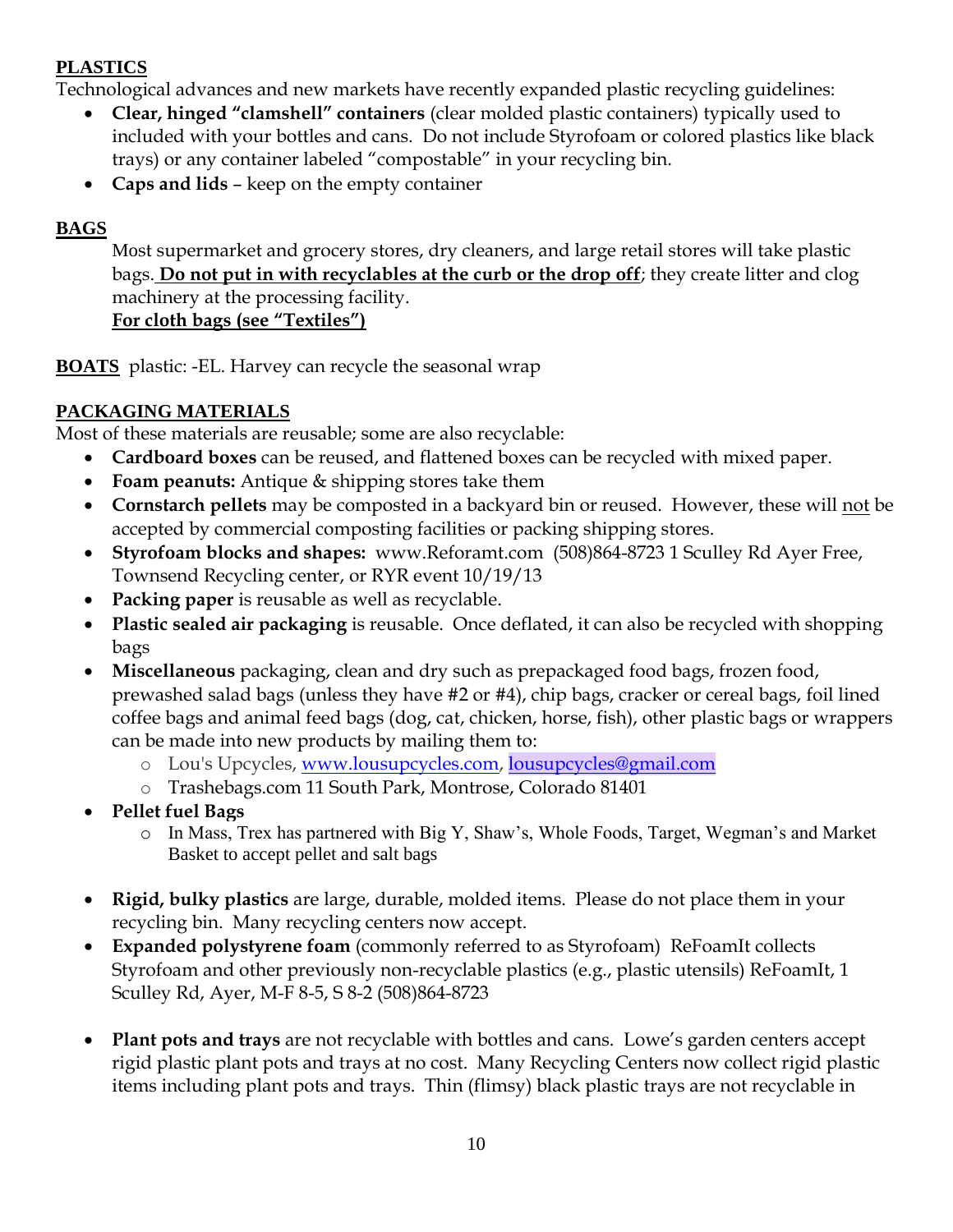**PLASTICS**

Technological advances and new markets have recently expanded plastic recycling guidelines:

- **Clear, hinged "clamshell" containers** (clear molded plastic containers) typically used to included with your bottles and cans. Do not include Styrofoam or colored plastics like black trays) or any container labeled "compostable" in your recycling bin.
- **Caps and lids** – keep on the empty container

**BAGS**

Most supermarket and grocery stores, dry cleaners, and large retail stores will take plastic bags. **Do not put in with recyclables at the curb or the drop off**; they create litter and clog machinery at the processing facility.

**For cloth bags (see "Textiles")**

**BOATS** plastic: -EL. Harvey can recycle the seasonal wrap

**PACKAGING MATERIALS**

Most of these materials are reusable; some are also recyclable:

- **Cardboard boxes** can be reused, and flattened boxes can be recycled with mixed paper.
- **Foam peanuts:** Antique & shipping stores take them
- **Cornstarch pellets** may be composted in a backyard bin or reused. However, these will not be accepted by commercial composting facilities or packing shipping stores.
- **Styrofoam blocks and shapes:** www.Reforamt.com (508)864-8723 1 Sculley Rd Ayer Free, Townsend Recycling center, or RYR event 10/19/13
- **Packing paper** is reusable as well as recyclable.
- **Plastic sealed air packaging** is reusable. Once deflated, it can also be recycled with shopping bags
- **Miscellaneous** packaging, clean and dry such as prepackaged food bags, frozen food, prewashed salad bags (unless they have #2 or #4), chip bags, cracker or cereal bags, foil lined coffee bags and animal feed bags (dog, cat, chicken, horse, fish), other plastic bags or wrappers can be made into new products by mailing them to:
  - Lou's Upcycles, www.lousupcycles.com, lousupcycles@gmail.com
  - Trashebags.com 11 South Park, Montrose, Colorado 81401
- **Pellet fuel Bags**
  - In Mass, Trex has partnered with Big Y, Shaw's, Whole Foods, Target, Wegman's and Market Basket to accept pellet and salt bags
- **Rigid, bulky plastics** are large, durable, molded items. Please do not place them in your recycling bin. Many recycling centers now accept.
- **Expanded polystyrene foam** (commonly referred to as Styrofoam) ReFoamIt collects Styrofoam and other previously non-recyclable plastics (e.g., plastic utensils) ReFoamIt, 1 Sculley Rd, Ayer, M-F 8-5, S 8-2 (508)864-8723
- **Plant pots and trays** are not recyclable with bottles and cans. Lowe's garden centers accept rigid plastic plant pots and trays at no cost. Many Recycling Centers now collect rigid plastic items including plant pots and trays. Thin (flimsy) black plastic trays are not recyclable in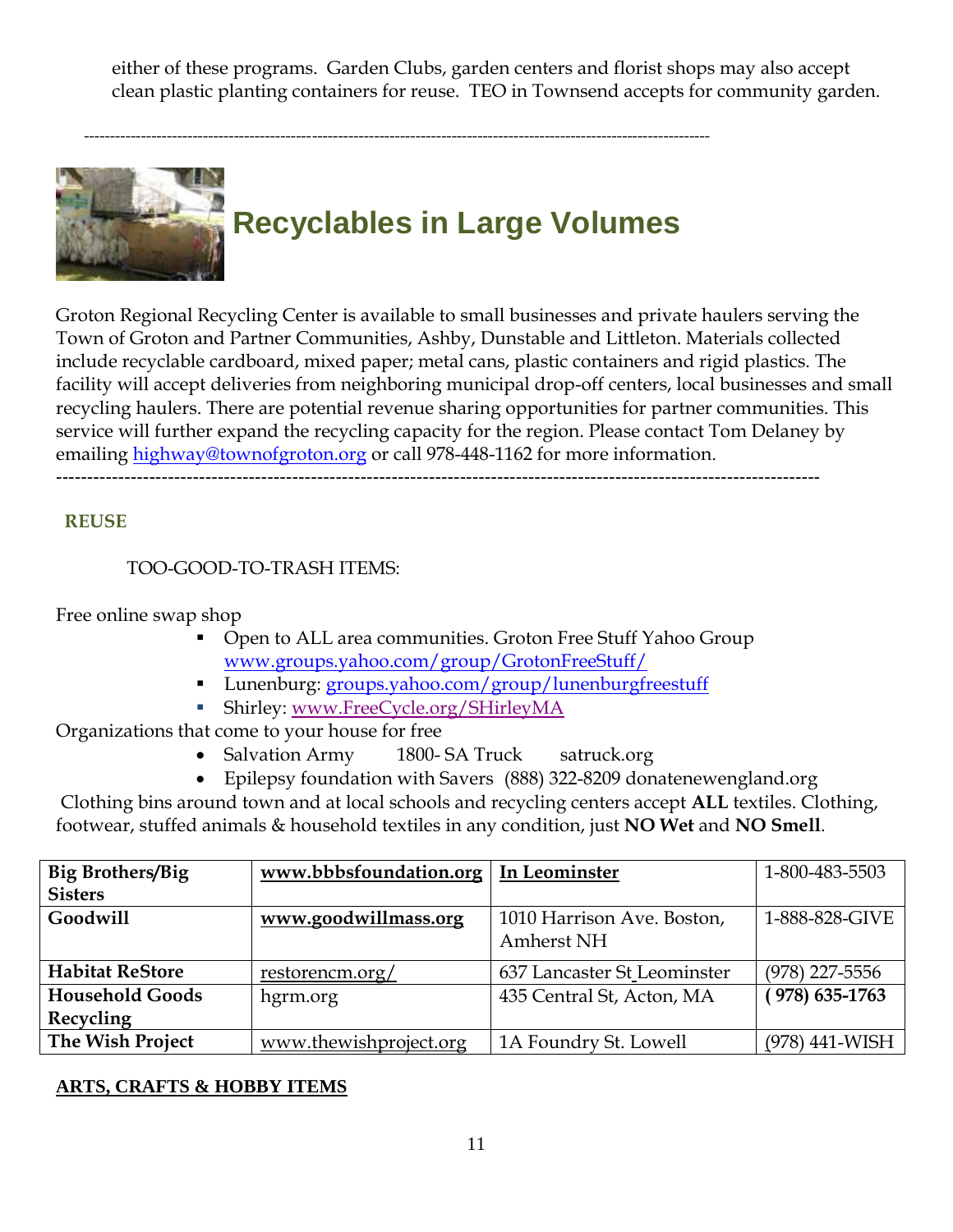either of these programs. Garden Clubs, garden centers and florist shops may also accept clean plastic planting containers for reuse. TEO in Townsend accepts for community garden.

---

## Recyclables in Large Volumes

Groton Regional Recycling Center is available to small businesses and private haulers serving the Town of Groton and Partner Communities, Ashby, Dunstable and Littleton. Materials collected include recyclable cardboard, mixed paper; metal cans, plastic containers and rigid plastics. The facility will accept deliveries from neighboring municipal drop-off centers, local businesses and small recycling haulers. There are potential revenue sharing opportunities for partner communities. This service will further expand the recycling capacity for the region. Please contact Tom Delaney by emailing highway@townofgroton.org or call 978-448-1162 for more information.

---

**REUSE**

TOO-GOOD-TO-TRASH ITEMS:

Free online swap shop

- Open to ALL area communities. Groton Free Stuff Yahoo Group www.groups.yahoo.com/group/GrotonFreeStuff/
- Lunenburg: groups.yahoo.com/group/lunenburgfreestuff
- Shirley: www.FreeCycle.org/SHirleyMA

Organizations that come to your house for free

- Salvation Army 1800- SA Truck satruck.org
- Epilepsy foundation with Savers (888) 322-8209 donatenewengland.org

Clothing bins around town and at local schools and recycling centers accept **ALL** textiles. Clothing, footwear, stuffed animals & household textiles in any condition, just **NO Wet** and **NO Smell**.

| | | | |
|---|---|---|---|
| **Big Brothers/Big Sisters** | **www.bbbsfoundation.org** | **In Leominster** | 1-800-483-5503 |
| **Goodwill** | **www.goodwillmass.org** | 1010 Harrison Ave. Boston, Amherst NH | 1-888-828-GIVE |
| **Habitat ReStore** | restorencm.org/ | 637 Lancaster St Leominster | (978) 227-5556 |
| **Household Goods Recycling** | hgrm.org | 435 Central St, Acton, MA | **( 978) 635-1763** |
| **The Wish Project** | www.thewishproject.org | 1A Foundry St. Lowell | (978) 441-WISH |

**ARTS, CRAFTS & HOBBY ITEMS**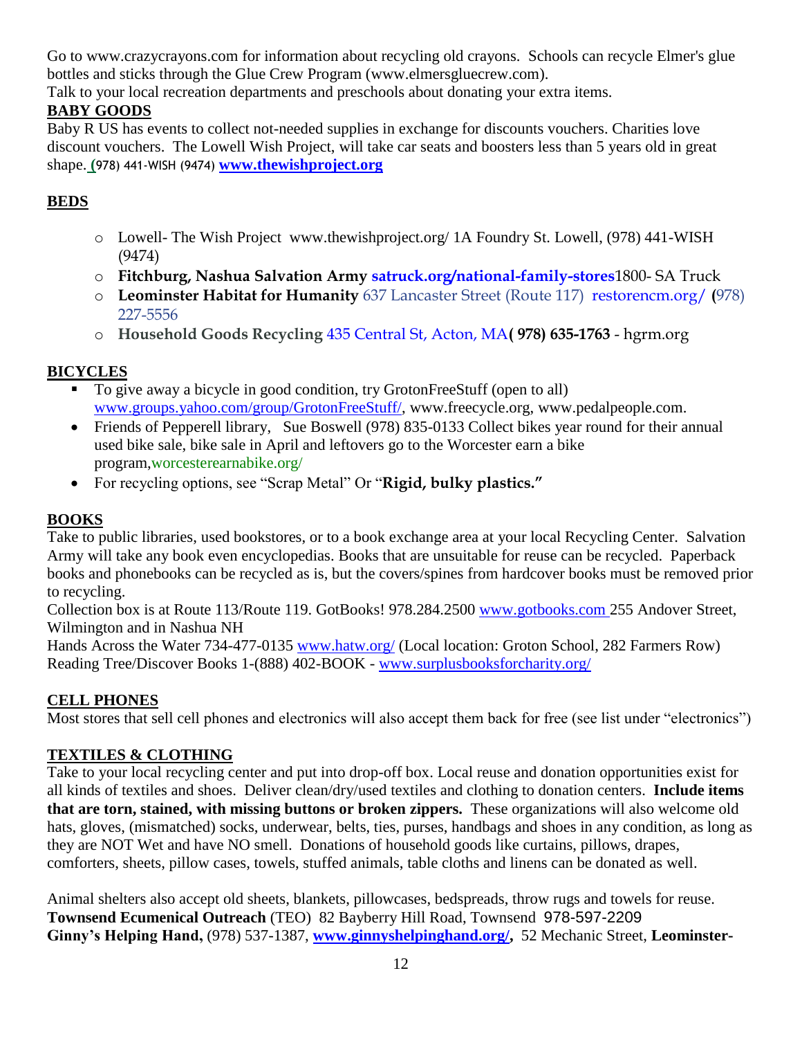Go to www.crazycrayons.com for information about recycling old crayons. Schools can recycle Elmer's glue bottles and sticks through the Glue Crew Program (www.elmersgluecrew.com).
Talk to your local recreation departments and preschools about donating your extra items.

## BABY GOODS

Baby R US has events to collect not-needed supplies in exchange for discounts vouchers. Charities love discount vouchers. The Lowell Wish Project, will take car seats and boosters less than 5 years old in great shape. (978) 441-WISH (9474) **www.thewishproject.org**

## BEDS

- Lowell- The Wish Project www.thewishproject.org/ 1A Foundry St. Lowell, (978) 441-WISH (9474)
- **Fitchburg, Nashua Salvation Army** **satruck.org/national-family-stores**1800- SA Truck
- **Leominster Habitat for Humanity** 637 Lancaster Street (Route 117) restorencm.org/ **(**978) 227-5556
- **Household Goods Recycling** 435 Central St, Acton, MA**( 978) 635-1763** - hgrm.org

## BICYCLES

- To give away a bicycle in good condition, try GrotonFreeStuff (open to all) www.groups.yahoo.com/group/GrotonFreeStuff/, www.freecycle.org, www.pedalpeople.com.
- Friends of Pepperell library, Sue Boswell (978) 835-0133 Collect bikes year round for their annual used bike sale, bike sale in April and leftovers go to the Worcester earn a bike program,worcesterearnabike.org/
- For recycling options, see "Scrap Metal" Or "**Rigid, bulky plastics."**

## BOOKS

Take to public libraries, used bookstores, or to a book exchange area at your local Recycling Center. Salvation Army will take any book even encyclopedias. Books that are unsuitable for reuse can be recycled. Paperback books and phonebooks can be recycled as is, but the covers/spines from hardcover books must be removed prior to recycling.

Collection box is at Route 113/Route 119. GotBooks! 978.284.2500 www.gotbooks.com 255 Andover Street, Wilmington and in Nashua NH

Hands Across the Water 734-477-0135 www.hatw.org/ (Local location: Groton School, 282 Farmers Row)
Reading Tree/Discover Books 1-(888) 402-BOOK - www.surplusbooksforcharity.org/

## CELL PHONES

Most stores that sell cell phones and electronics will also accept them back for free (see list under "electronics")

## TEXTILES & CLOTHING

Take to your local recycling center and put into drop-off box. Local reuse and donation opportunities exist for all kinds of textiles and shoes. Deliver clean/dry/used textiles and clothing to donation centers. **Include items that are torn, stained, with missing buttons or broken zippers.** These organizations will also welcome old hats, gloves, (mismatched) socks, underwear, belts, ties, purses, handbags and shoes in any condition, as long as they are NOT Wet and have NO smell. Donations of household goods like curtains, pillows, drapes, comforters, sheets, pillow cases, towels, stuffed animals, table cloths and linens can be donated as well.

Animal shelters also accept old sheets, blankets, pillowcases, bedspreads, throw rugs and towels for reuse.
**Townsend Ecumenical Outreach** (TEO) 82 Bayberry Hill Road, Townsend 978-597-2209
**Ginny's Helping Hand,** (978) 537-1387, **www.ginnyshelpinghand.org/,** 52 Mechanic Street, **Leominster-**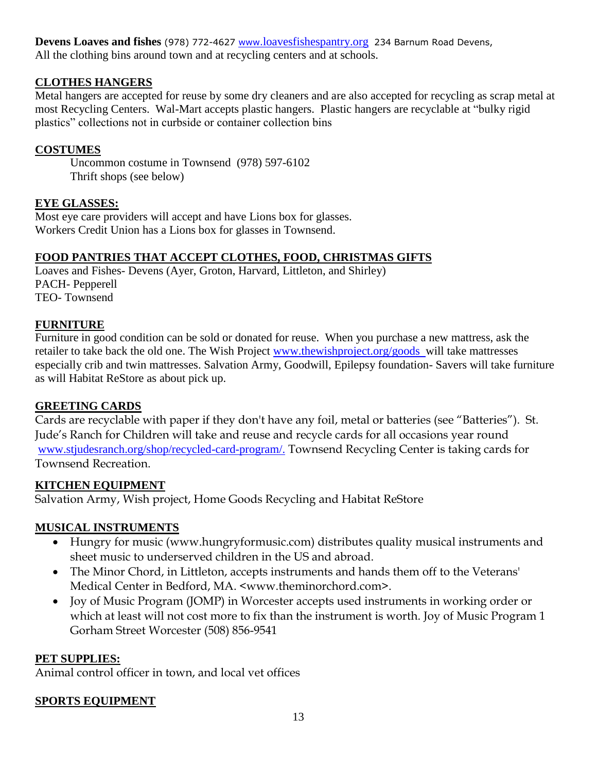**Devens Loaves and fishes** (978) 772-4627 www.loavesfishespantry.org 234 Barnum Road Devens,
All the clothing bins around town and at recycling centers and at schools.

## CLOTHES HANGERS

Metal hangers are accepted for reuse by some dry cleaners and are also accepted for recycling as scrap metal at most Recycling Centers. Wal-Mart accepts plastic hangers. Plastic hangers are recyclable at "bulky rigid plastics" collections not in curbside or container collection bins

## COSTUMES

Uncommon costume in Townsend (978) 597-6102
Thrift shops (see below)

## EYE GLASSES:

Most eye care providers will accept and have Lions box for glasses.
Workers Credit Union has a Lions box for glasses in Townsend.

## FOOD PANTRIES THAT ACCEPT CLOTHES, FOOD, CHRISTMAS GIFTS

Loaves and Fishes- Devens (Ayer, Groton, Harvard, Littleton, and Shirley)
PACH- Pepperell
TEO- Townsend

## FURNITURE

Furniture in good condition can be sold or donated for reuse. When you purchase a new mattress, ask the retailer to take back the old one. The Wish Project www.thewishproject.org/goods will take mattresses especially crib and twin mattresses. Salvation Army, Goodwill, Epilepsy foundation- Savers will take furniture as will Habitat ReStore as about pick up.

## GREETING CARDS

Cards are recyclable with paper if they don't have any foil, metal or batteries (see "Batteries"). St. Jude's Ranch for Children will take and reuse and recycle cards for all occasions year round www.stjudesranch.org/shop/recycled-card-program/. Townsend Recycling Center is taking cards for Townsend Recreation.

## KITCHEN EQUIPMENT

Salvation Army, Wish project, Home Goods Recycling and Habitat ReStore

## MUSICAL INSTRUMENTS

- Hungry for music (www.hungryformusic.com) distributes quality musical instruments and sheet music to underserved children in the US and abroad.
- The Minor Chord, in Littleton, accepts instruments and hands them off to the Veterans' Medical Center in Bedford, MA. <www.theminorchord.com>.
- Joy of Music Program (JOMP) in Worcester accepts used instruments in working order or which at least will not cost more to fix than the instrument is worth. Joy of Music Program 1 Gorham Street Worcester (508) 856-9541

## PET SUPPLIES:

Animal control officer in town, and local vet offices

## SPORTS EQUIPMENT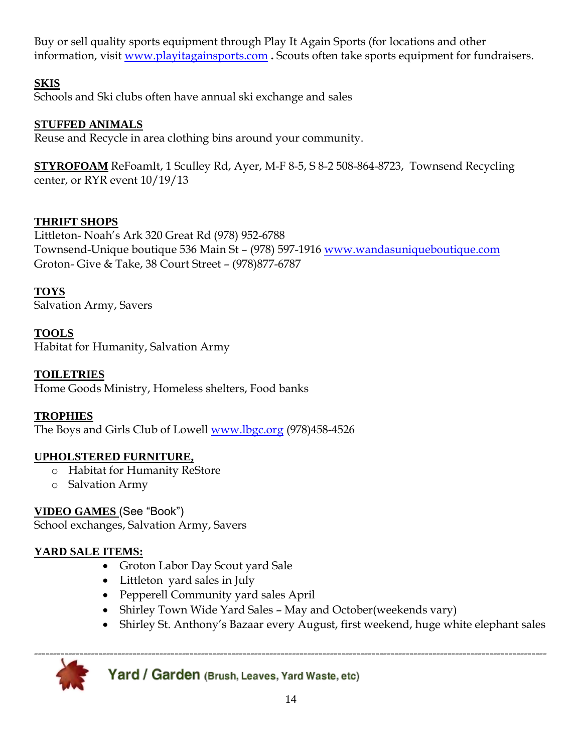Buy or sell quality sports equipment through Play It Again Sports (for locations and other information, visit [www.playitagainsports.com](http://www.playitagainsports.com) **.** Scouts often take sports equipment for fundraisers.

**SKIS**
Schools and Ski clubs often have annual ski exchange and sales

**STUFFED ANIMALS**
Reuse and Recycle in area clothing bins around your community.

**STYROFOAM** ReFoamIt, 1 Sculley Rd, Ayer, M-F 8-5, S 8-2 508-864-8723, Townsend Recycling center, or RYR event 10/19/13

**THRIFT SHOPS**
Littleton- Noah's Ark 320 Great Rd (978) 952-6788
Townsend-Unique boutique 536 Main St – (978) 597-1916 [www.wandasuniqueboutique.com](http://www.wandasuniqueboutique.com)
Groton- Give & Take, 38 Court Street – (978)877-6787

**TOYS**
Salvation Army, Savers

**TOOLS**
Habitat for Humanity, Salvation Army

**TOILETRIES**
Home Goods Ministry, Homeless shelters, Food banks

**TROPHIES**
The Boys and Girls Club of Lowell [www.lbgc.org](http://www.lbgc.org) (978)458-4526

**UPHOLSTERED FURNITURE,**

- Habitat for Humanity ReStore
- Salvation Army

**VIDEO GAMES** (See "Book")
School exchanges, Salvation Army, Savers

**YARD SALE ITEMS:**

- Groton Labor Day Scout yard Sale
- Littleton yard sales in July
- Pepperell Community yard sales April
- Shirley Town Wide Yard Sales – May and October(weekends vary)
- Shirley St. Anthony's Bazaar every August, first weekend, huge white elephant sales

---

## Yard / Garden (Brush, Leaves, Yard Waste, etc)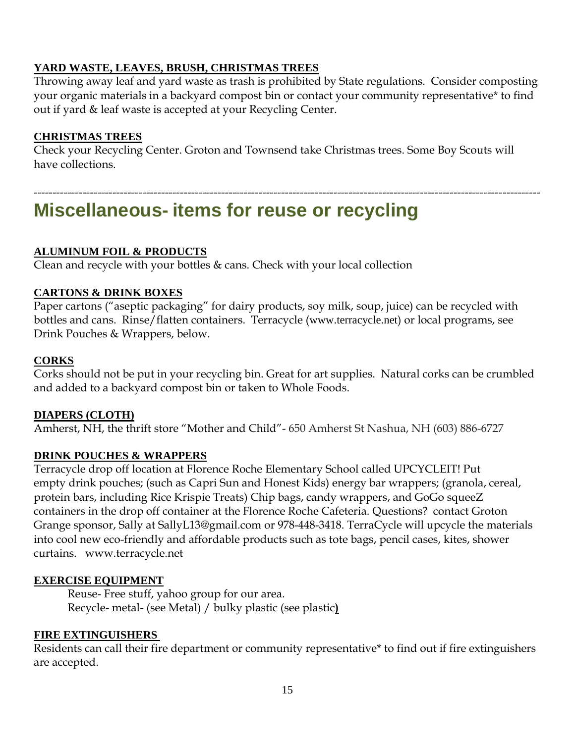**YARD WASTE, LEAVES, BRUSH, CHRISTMAS TREES**

Throwing away leaf and yard waste as trash is prohibited by State regulations. Consider composting your organic materials in a backyard compost bin or contact your community representative* to find out if yard & leaf waste is accepted at your Recycling Center.

**CHRISTMAS TREES**

Check your Recycling Center. Groton and Townsend take Christmas trees. Some Boy Scouts will have collections.

---

# Miscellaneous- items for reuse or recycling

**ALUMINUM FOIL & PRODUCTS**

Clean and recycle with your bottles & cans. Check with your local collection

**CARTONS & DRINK BOXES**

Paper cartons ("aseptic packaging" for dairy products, soy milk, soup, juice) can be recycled with bottles and cans. Rinse/flatten containers. Terracycle (www.terracycle.net) or local programs, see Drink Pouches & Wrappers, below.

**CORKS**

Corks should not be put in your recycling bin. Great for art supplies. Natural corks can be crumbled and added to a backyard compost bin or taken to Whole Foods.

**DIAPERS (CLOTH)**

Amherst, NH, the thrift store "Mother and Child"- 650 Amherst St Nashua, NH (603) 886-6727

**DRINK POUCHES & WRAPPERS**

Terracycle drop off location at Florence Roche Elementary School called UPCYCLEIT! Put empty drink pouches; (such as Capri Sun and Honest Kids) energy bar wrappers; (granola, cereal, protein bars, including Rice Krispie Treats) Chip bags, candy wrappers, and GoGo squeeZ containers in the drop off container at the Florence Roche Cafeteria. Questions? contact Groton Grange sponsor, Sally at SallyL13@gmail.com or 978-448-3418. TerraCycle will upcycle the materials into cool new eco-friendly and affordable products such as tote bags, pencil cases, kites, shower curtains. www.terracycle.net

**EXERCISE EQUIPMENT**

Reuse- Free stuff, yahoo group for our area.
Recycle- metal- (see Metal) / bulky plastic (see plastic)

**FIRE EXTINGUISHERS**

Residents can call their fire department or community representative* to find out if fire extinguishers are accepted.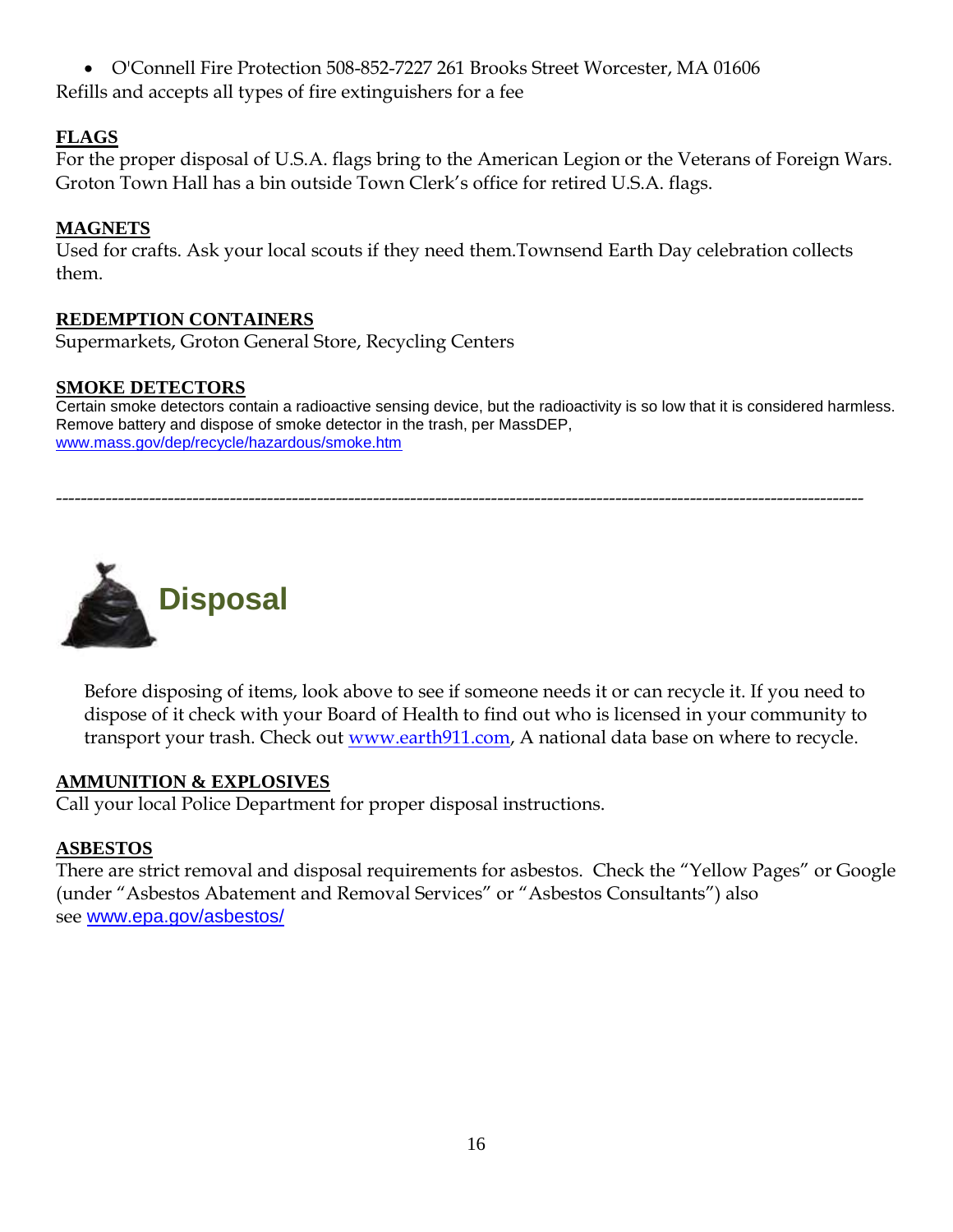- O'Connell Fire Protection 508-852-7227 261 Brooks Street Worcester, MA 01606

Refills and accepts all types of fire extinguishers for a fee

**FLAGS**

For the proper disposal of U.S.A. flags bring to the American Legion or the Veterans of Foreign Wars. Groton Town Hall has a bin outside Town Clerk's office for retired U.S.A. flags.

**MAGNETS**

Used for crafts. Ask your local scouts if they need them.Townsend Earth Day celebration collects them.

**REDEMPTION CONTAINERS**

Supermarkets, Groton General Store, Recycling Centers

**SMOKE DETECTORS**

Certain smoke detectors contain a radioactive sensing device, but the radioactivity is so low that it is considered harmless. Remove battery and dispose of smoke detector in the trash, per MassDEP, www.mass.gov/dep/recycle/hazardous/smoke.htm

---

# Disposal

Before disposing of items, look above to see if someone needs it or can recycle it. If you need to dispose of it check with your Board of Health to find out who is licensed in your community to transport your trash. Check out www.earth911.com, A national data base on where to recycle.

**AMMUNITION & EXPLOSIVES**

Call your local Police Department for proper disposal instructions.

**ASBESTOS**

There are strict removal and disposal requirements for asbestos. Check the "Yellow Pages" or Google (under "Asbestos Abatement and Removal Services" or "Asbestos Consultants") also see www.epa.gov/asbestos/